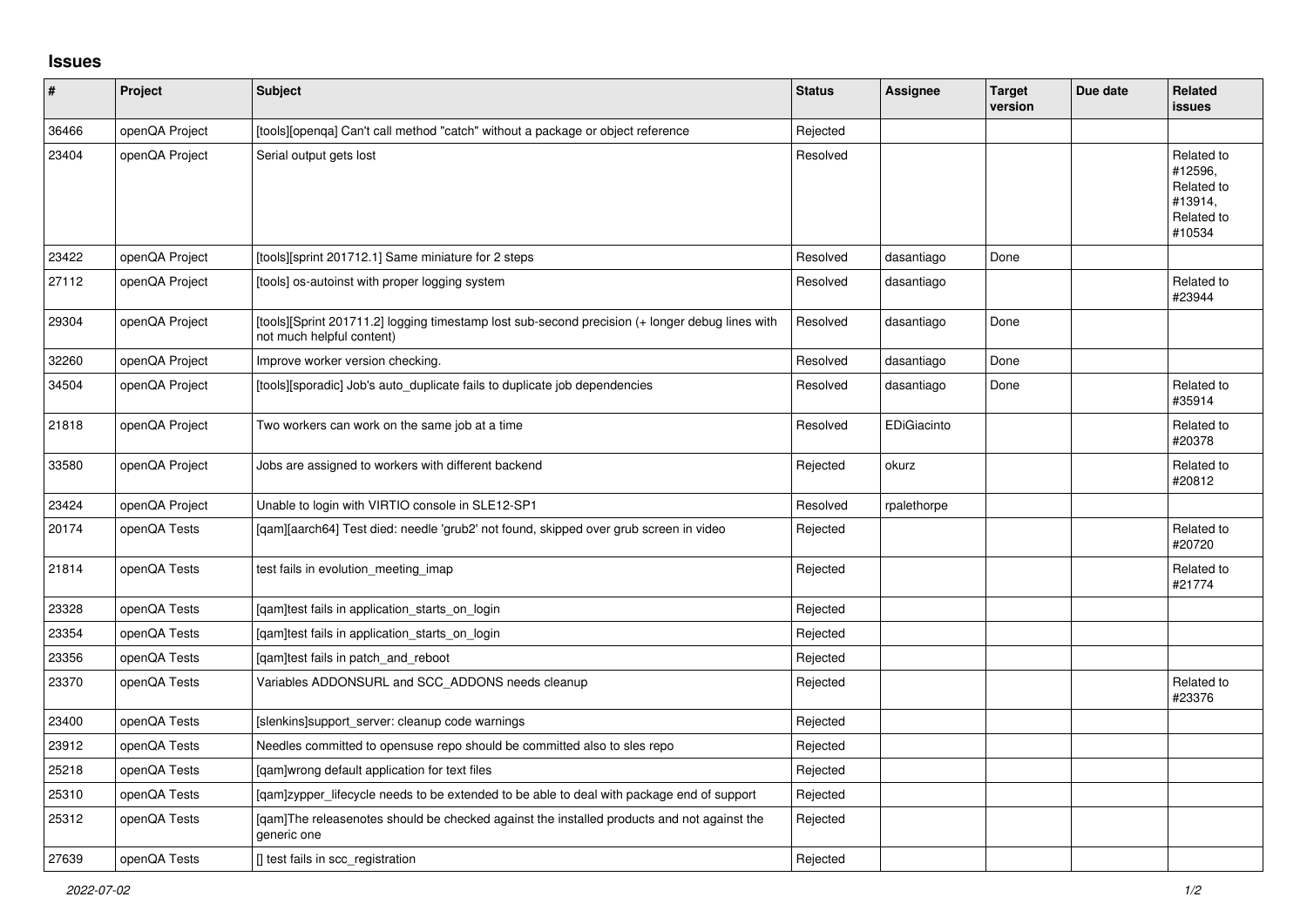## Issues

| # | Project | Subject | Status | Assignee | Target version | Due date | Related issues |
|---|---|---|---|---|---|---|---|
| 36466 | openQA Project | [tools][openqa] Can't call method "catch" without a package or object reference | Rejected | | | | |
| 23404 | openQA Project | Serial output gets lost | Resolved | | | | Related to #12596, Related to #13914, Related to #10534 |
| 23422 | openQA Project | [tools][sprint 201712.1] Same miniature for 2 steps | Resolved | dasantiago | Done | | |
| 27112 | openQA Project | [tools] os-autoinst with proper logging system | Resolved | dasantiago | | | Related to #23944 |
| 29304 | openQA Project | [tools][Sprint 201711.2] logging timestamp lost sub-second precision (+ longer debug lines with not much helpful content) | Resolved | dasantiago | Done | | |
| 32260 | openQA Project | Improve worker version checking. | Resolved | dasantiago | Done | | |
| 34504 | openQA Project | [tools][sporadic] Job's auto_duplicate fails to duplicate job dependencies | Resolved | dasantiago | Done | | Related to #35914 |
| 21818 | openQA Project | Two workers can work on the same job at a time | Resolved | EDiGiacinto | | | Related to #20378 |
| 33580 | openQA Project | Jobs are assigned to workers with different backend | Rejected | okurz | | | Related to #20812 |
| 23424 | openQA Project | Unable to login with VIRTIO console in SLE12-SP1 | Resolved | rpalethorpe | | | |
| 20174 | openQA Tests | [qam][aarch64] Test died: needle 'grub2' not found, skipped over grub screen in video | Rejected | | | | Related to #20720 |
| 21814 | openQA Tests | test fails in evolution_meeting_imap | Rejected | | | | Related to #21774 |
| 23328 | openQA Tests | [qam]test fails in application_starts_on_login | Rejected | | | | |
| 23354 | openQA Tests | [qam]test fails in application_starts_on_login | Rejected | | | | |
| 23356 | openQA Tests | [qam]test fails in patch_and_reboot | Rejected | | | | |
| 23370 | openQA Tests | Variables ADDONSURL and SCC_ADDONS needs cleanup | Rejected | | | | Related to #23376 |
| 23400 | openQA Tests | [slenkins]support_server: cleanup code warnings | Rejected | | | | |
| 23912 | openQA Tests | Needles committed to opensuse repo should be committed also to sles repo | Rejected | | | | |
| 25218 | openQA Tests | [qam]wrong default application for text files | Rejected | | | | |
| 25310 | openQA Tests | [qam]zypper_lifecycle needs to be extended to be able to deal with package end of support | Rejected | | | | |
| 25312 | openQA Tests | [qam]The releasenotes should be checked against the installed products and not against the generic one | Rejected | | | | |
| 27639 | openQA Tests | [] test fails in scc_registration | Rejected | | | | |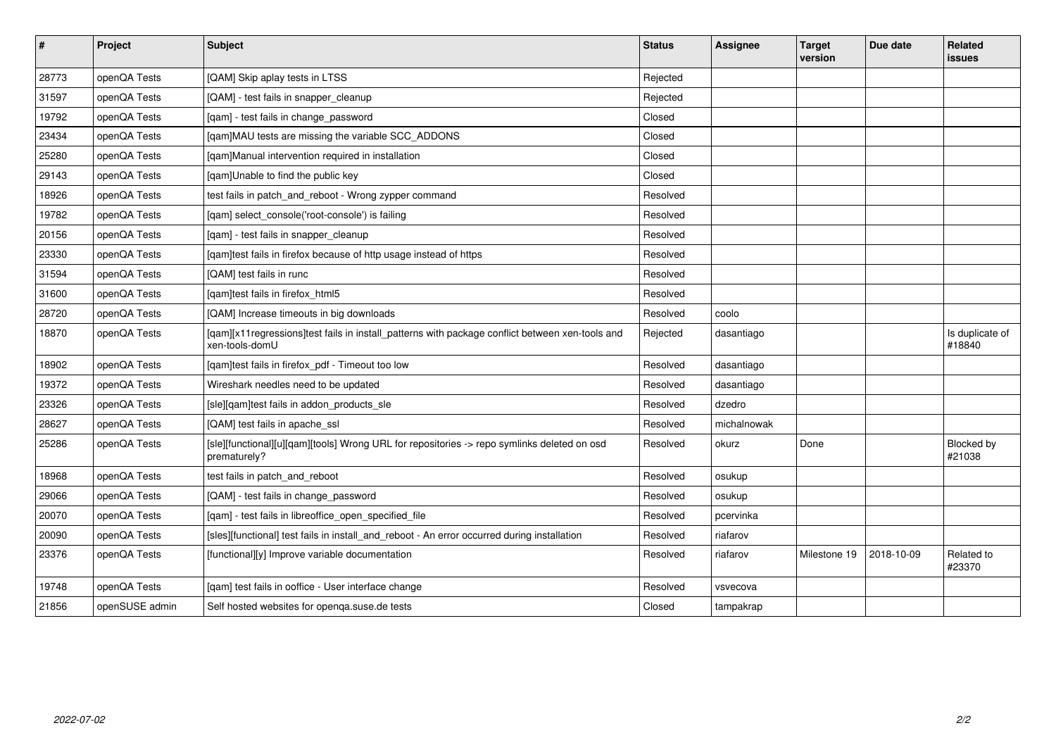| # | Project | Subject | Status | Assignee | Target version | Due date | Related issues |
|---|---|---|---|---|---|---|---|
| 28773 | openQA Tests | [QAM] Skip aplay tests in LTSS | Rejected | | | | |
| 31597 | openQA Tests | [QAM] - test fails in snapper_cleanup | Rejected | | | | |
| 19792 | openQA Tests | [qam] - test fails in change_password | Closed | | | | |
| 23434 | openQA Tests | [qam]MAU tests are missing the variable SCC_ADDONS | Closed | | | | |
| 25280 | openQA Tests | [qam]Manual intervention required in installation | Closed | | | | |
| 29143 | openQA Tests | [qam]Unable to find the public key | Closed | | | | |
| 18926 | openQA Tests | test fails in patch_and_reboot - Wrong zypper command | Resolved | | | | |
| 19782 | openQA Tests | [qam] select_console('root-console') is failing | Resolved | | | | |
| 20156 | openQA Tests | [qam] - test fails in snapper_cleanup | Resolved | | | | |
| 23330 | openQA Tests | [qam]test fails in firefox because of http usage instead of https | Resolved | | | | |
| 31594 | openQA Tests | [QAM] test fails in runc | Resolved | | | | |
| 31600 | openQA Tests | [qam]test fails in firefox_html5 | Resolved | | | | |
| 28720 | openQA Tests | [QAM] Increase timeouts in big downloads | Resolved | coolo | | | |
| 18870 | openQA Tests | [qam][x11regressions]test fails in install_patterns with package conflict between xen-tools and xen-tools-domU | Rejected | dasantiago | | | Is duplicate of #18840 |
| 18902 | openQA Tests | [qam]test fails in firefox_pdf - Timeout too low | Resolved | dasantiago | | | |
| 19372 | openQA Tests | Wireshark needles need to be updated | Resolved | dasantiago | | | |
| 23326 | openQA Tests | [sle][qam]test fails in addon_products_sle | Resolved | dzedro | | | |
| 28627 | openQA Tests | [QAM] test fails in apache_ssl | Resolved | michalnowak | | | |
| 25286 | openQA Tests | [sle][functional][u][qam][tools] Wrong URL for repositories -> repo symlinks deleted on osd prematurely? | Resolved | okurz | Done | | Blocked by #21038 |
| 18968 | openQA Tests | test fails in patch_and_reboot | Resolved | osukup | | | |
| 29066 | openQA Tests | [QAM] - test fails in change_password | Resolved | osukup | | | |
| 20070 | openQA Tests | [qam] - test fails in libreoffice_open_specified_file | Resolved | pcervinka | | | |
| 20090 | openQA Tests | [sles][functional] test fails in install_and_reboot - An error occurred during installation | Resolved | riafarov | | | |
| 23376 | openQA Tests | [functional][y] Improve variable documentation | Resolved | riafarov | Milestone 19 | 2018-10-09 | Related to #23370 |
| 19748 | openQA Tests | [qam] test fails in ooffice - User interface change | Resolved | vsvecova | | | |
| 21856 | openSUSE admin | Self hosted websites for openqa.suse.de tests | Closed | tampakrap | | | |